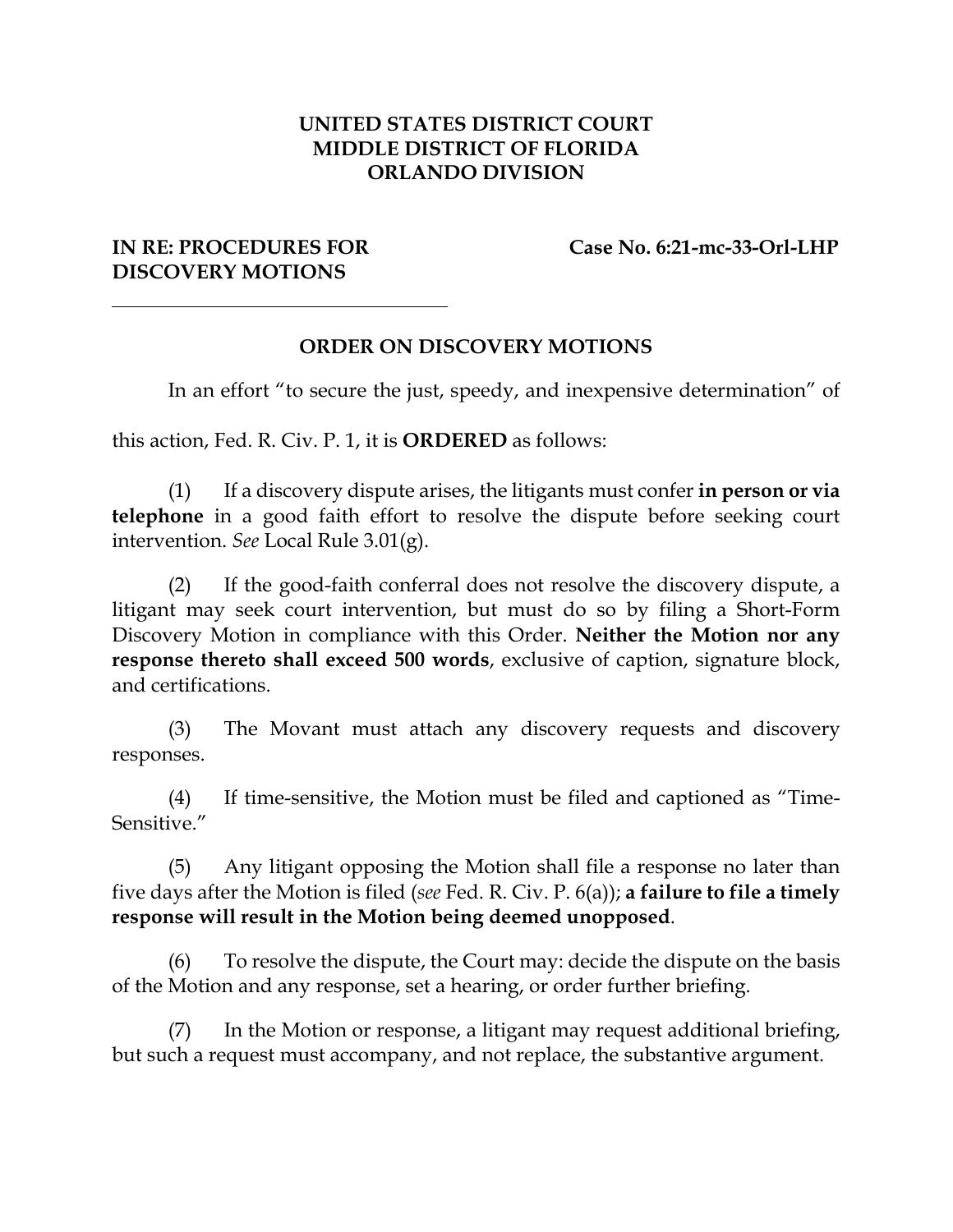**UNITED STATES DISTRICT COURT**
**MIDDLE DISTRICT OF FLORIDA**
**ORLANDO DIVISION**

**IN RE: PROCEDURES FOR DISCOVERY MOTIONS** | **Case No. 6:21-mc-33-Orl-LHP**

---

## ORDER ON DISCOVERY MOTIONS

In an effort "to secure the just, speedy, and inexpensive determination" of this action, Fed. R. Civ. P. 1, it is **ORDERED** as follows:

(1) If a discovery dispute arises, the litigants must confer **in person or via telephone** in a good faith effort to resolve the dispute before seeking court intervention. *See* Local Rule 3.01(g).

(2) If the good-faith conferral does not resolve the discovery dispute, a litigant may seek court intervention, but must do so by filing a Short-Form Discovery Motion in compliance with this Order. **Neither the Motion nor any response thereto shall exceed 500 words**, exclusive of caption, signature block, and certifications.

(3) The Movant must attach any discovery requests and discovery responses.

(4) If time-sensitive, the Motion must be filed and captioned as "Time-Sensitive."

(5) Any litigant opposing the Motion shall file a response no later than five days after the Motion is filed (*see* Fed. R. Civ. P. 6(a)); **a failure to file a timely response will result in the Motion being deemed unopposed**.

(6) To resolve the dispute, the Court may: decide the dispute on the basis of the Motion and any response, set a hearing, or order further briefing.

(7) In the Motion or response, a litigant may request additional briefing, but such a request must accompany, and not replace, the substantive argument.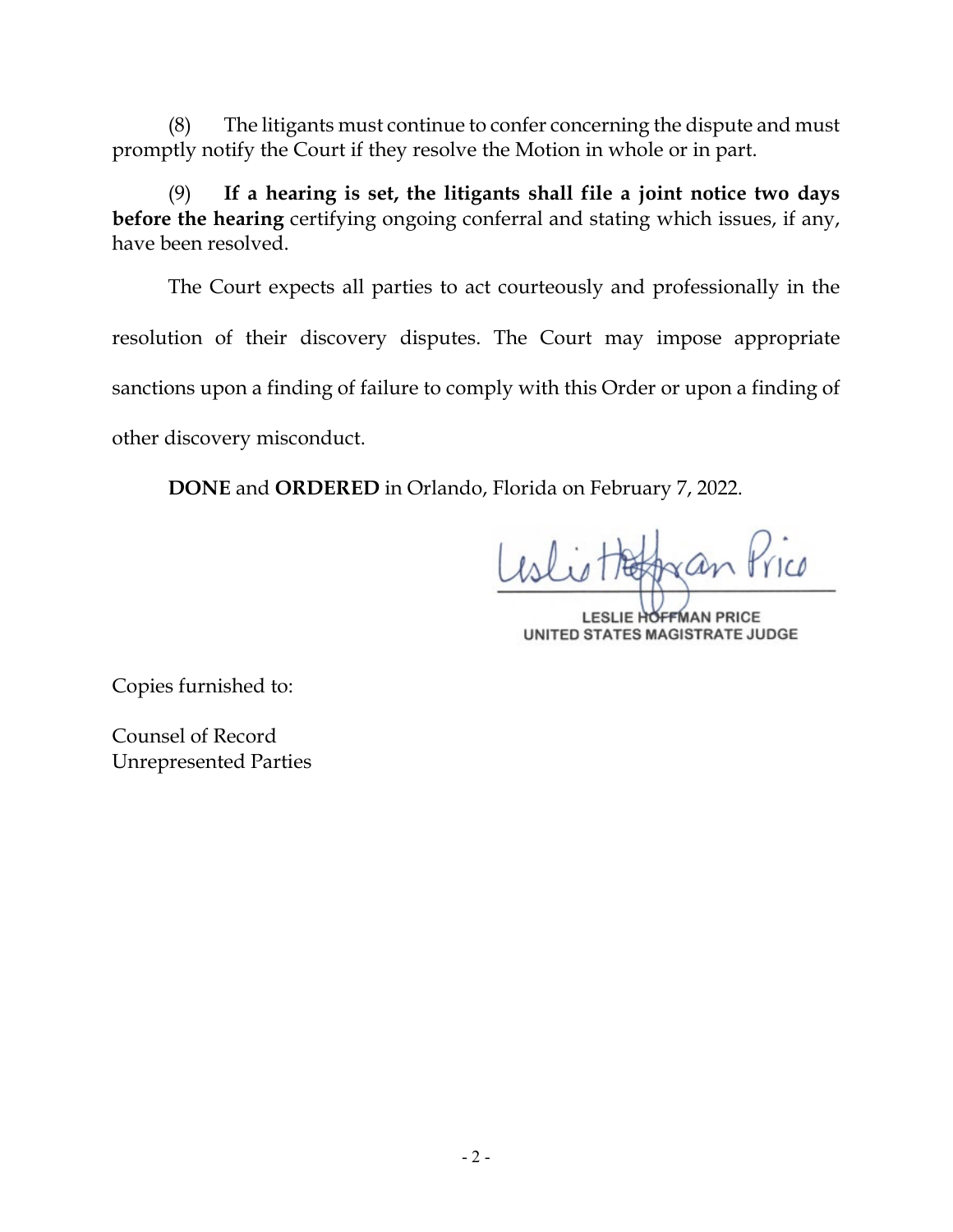(8) The litigants must continue to confer concerning the dispute and must promptly notify the Court if they resolve the Motion in whole or in part.

(9) **If a hearing is set, the litigants shall file a joint notice two days before the hearing** certifying ongoing conferral and stating which issues, if any, have been resolved.

The Court expects all parties to act courteously and professionally in the resolution of their discovery disputes. The Court may impose appropriate sanctions upon a finding of failure to comply with this Order or upon a finding of other discovery misconduct.

**DONE** and **ORDERED** in Orlando, Florida on February 7, 2022.

LESLIE HOFFMAN PRICE
UNITED STATES MAGISTRATE JUDGE

Copies furnished to:

Counsel of Record
Unrepresented Parties